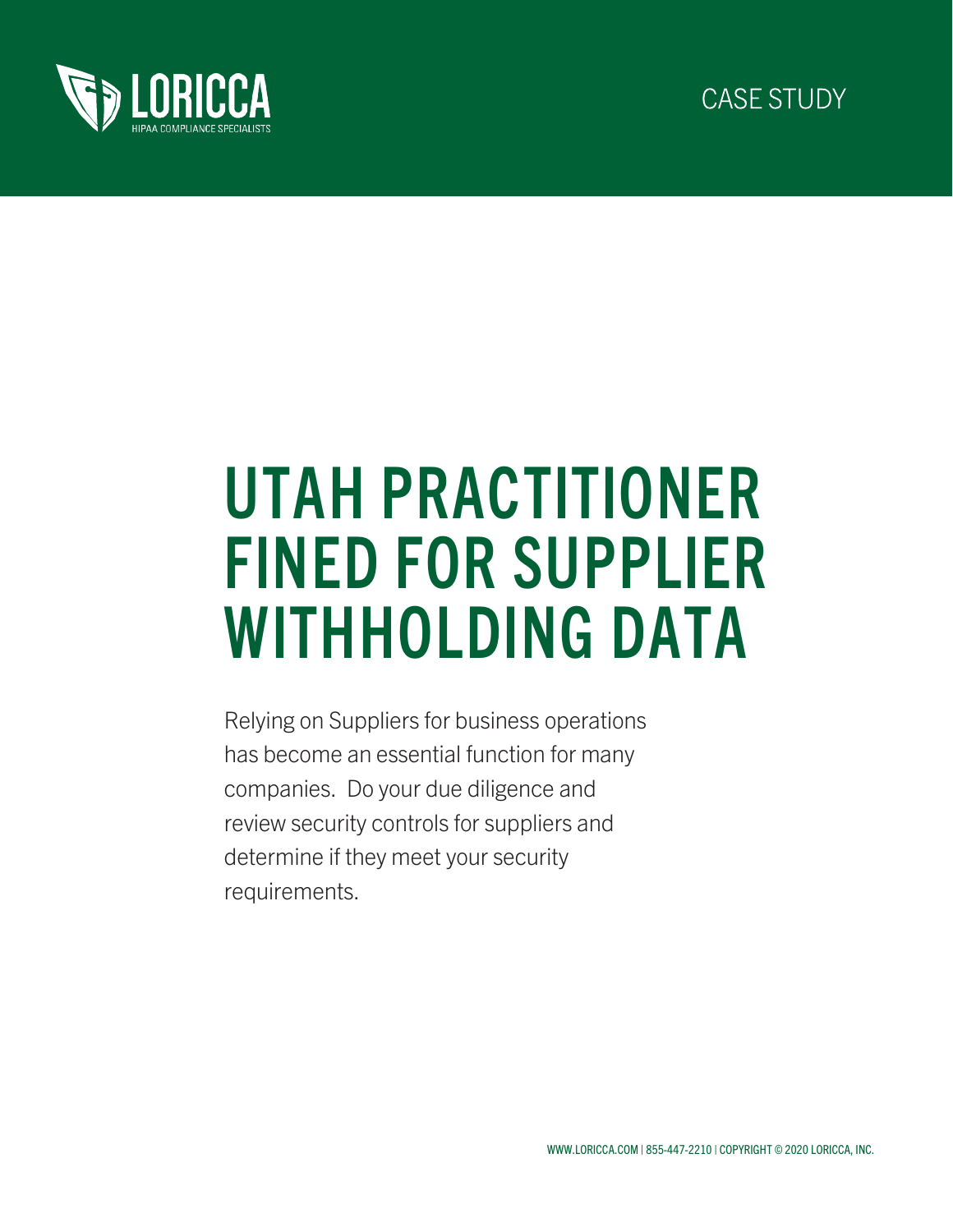LORICCA

HIPAA COMPLIANCE SPECIALISTS

CASE STUDY

# UTAH PRACTITIONER FINED FOR SUPPLIER WITHHOLDING DATA

Relying on Suppliers for business operations has become an essential function for many companies. Do your due diligence and review security controls for suppliers and determine if they meet your security requirements.

WWW.LORICCA.COM | 855-447-2210 | COPYRIGHT © 2020 LORICCA, INC.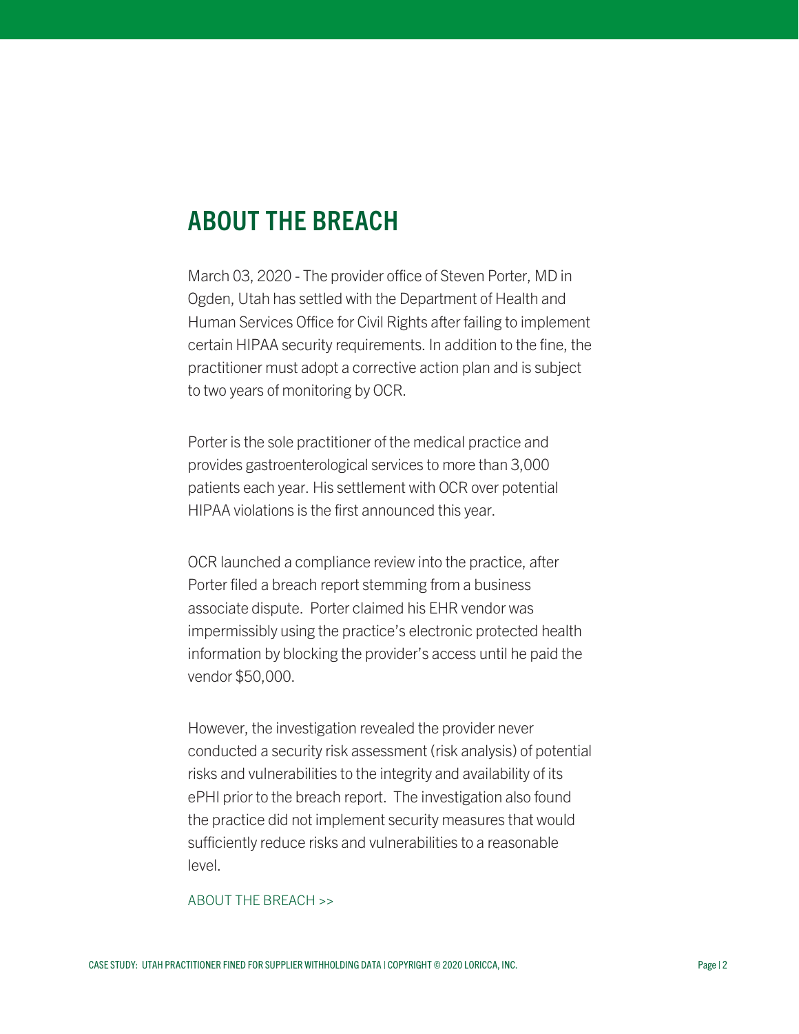## ABOUT THE BREACH

March 03, 2020 - The provider office of Steven Porter, MD in Ogden, Utah has settled with the Department of Health and Human Services Office for Civil Rights after failing to implement certain HIPAA security requirements. In addition to the fine, the practitioner must adopt a corrective action plan and is subject to two years of monitoring by OCR.

Porter is the sole practitioner of the medical practice and provides gastroenterological services to more than 3,000 patients each year. His settlement with OCR over potential HIPAA violations is the first announced this year.

OCR launched a compliance review into the practice, after Porter filed a breach report stemming from a business associate dispute. Porter claimed his EHR vendor was impermissibly using the practice's electronic protected health information by blocking the provider's access until he paid the vendor $50,000.

However, the investigation revealed the provider never conducted a security risk assessment (risk analysis) of potential risks and vulnerabilities to the integrity and availability of its ePHI prior to the breach report. The investigation also found the practice did not implement security measures that would sufficiently reduce risks and vulnerabilities to a reasonable level.

ABOUT THE BREACH >>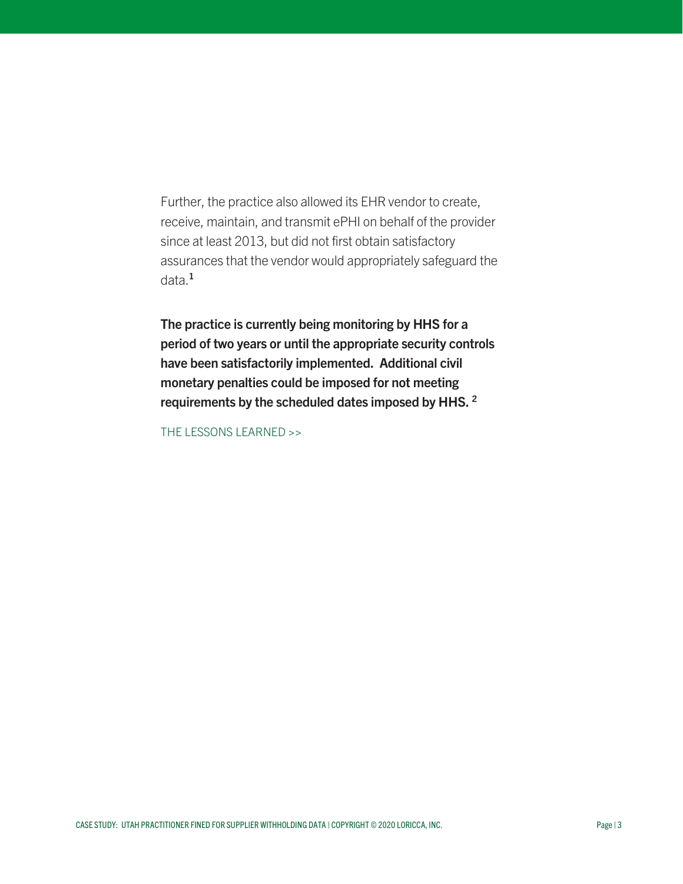Further, the practice also allowed its EHR vendor to create, receive, maintain, and transmit ePHI on behalf of the provider since at least 2013, but did not first obtain satisfactory assurances that the vendor would appropriately safeguard the data.[1]

**The practice is currently being monitoring by HHS for a period of two years or until the appropriate security controls have been satisfactorily implemented. Additional civil monetary penalties could be imposed for not meeting requirements by the scheduled dates imposed by HHS.** [2]

THE LESSONS LEARNED >>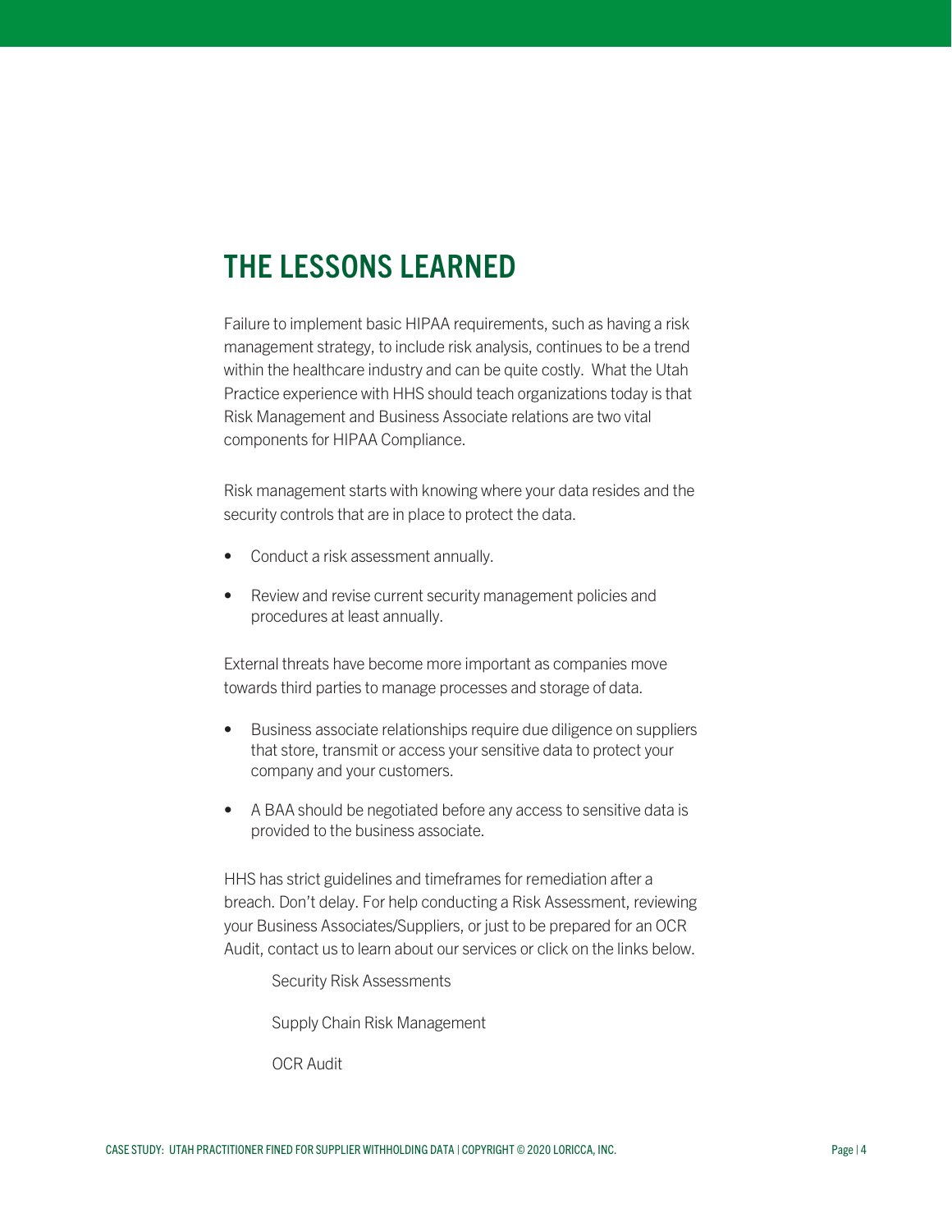# THE LESSONS LEARNED

Failure to implement basic HIPAA requirements, such as having a risk management strategy, to include risk analysis, continues to be a trend within the healthcare industry and can be quite costly. What the Utah Practice experience with HHS should teach organizations today is that Risk Management and Business Associate relations are two vital components for HIPAA Compliance.

Risk management starts with knowing where your data resides and the security controls that are in place to protect the data.

- Conduct a risk assessment annually.
- Review and revise current security management policies and procedures at least annually.

External threats have become more important as companies move towards third parties to manage processes and storage of data.

- Business associate relationships require due diligence on suppliers that store, transmit or access your sensitive data to protect your company and your customers.
- A BAA should be negotiated before any access to sensitive data is provided to the business associate.

HHS has strict guidelines and timeframes for remediation after a breach. Don't delay. For help conducting a Risk Assessment, reviewing your Business Associates/Suppliers, or just to be prepared for an OCR Audit, contact us to learn about our services or click on the links below.

Security Risk Assessments

Supply Chain Risk Management

OCR Audit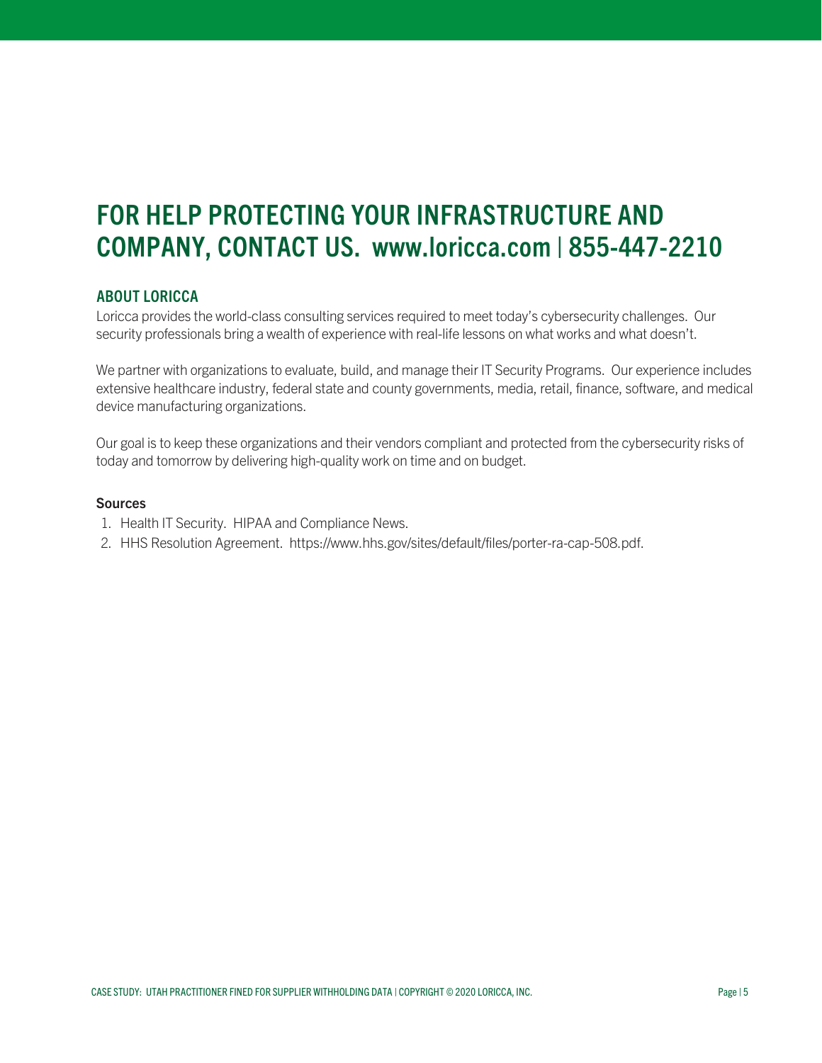# FOR HELP PROTECTING YOUR INFRASTRUCTURE AND COMPANY, CONTACT US. www.loricca.com | 855-447-2210

## ABOUT LORICCA

Loricca provides the world-class consulting services required to meet today's cybersecurity challenges. Our security professionals bring a wealth of experience with real-life lessons on what works and what doesn't.

We partner with organizations to evaluate, build, and manage their IT Security Programs. Our experience includes extensive healthcare industry, federal state and county governments, media, retail, finance, software, and medical device manufacturing organizations.

Our goal is to keep these organizations and their vendors compliant and protected from the cybersecurity risks of today and tomorrow by delivering high-quality work on time and on budget.

### Sources

1. Health IT Security. HIPAA and Compliance News.
2. HHS Resolution Agreement. https://www.hhs.gov/sites/default/files/porter-ra-cap-508.pdf.